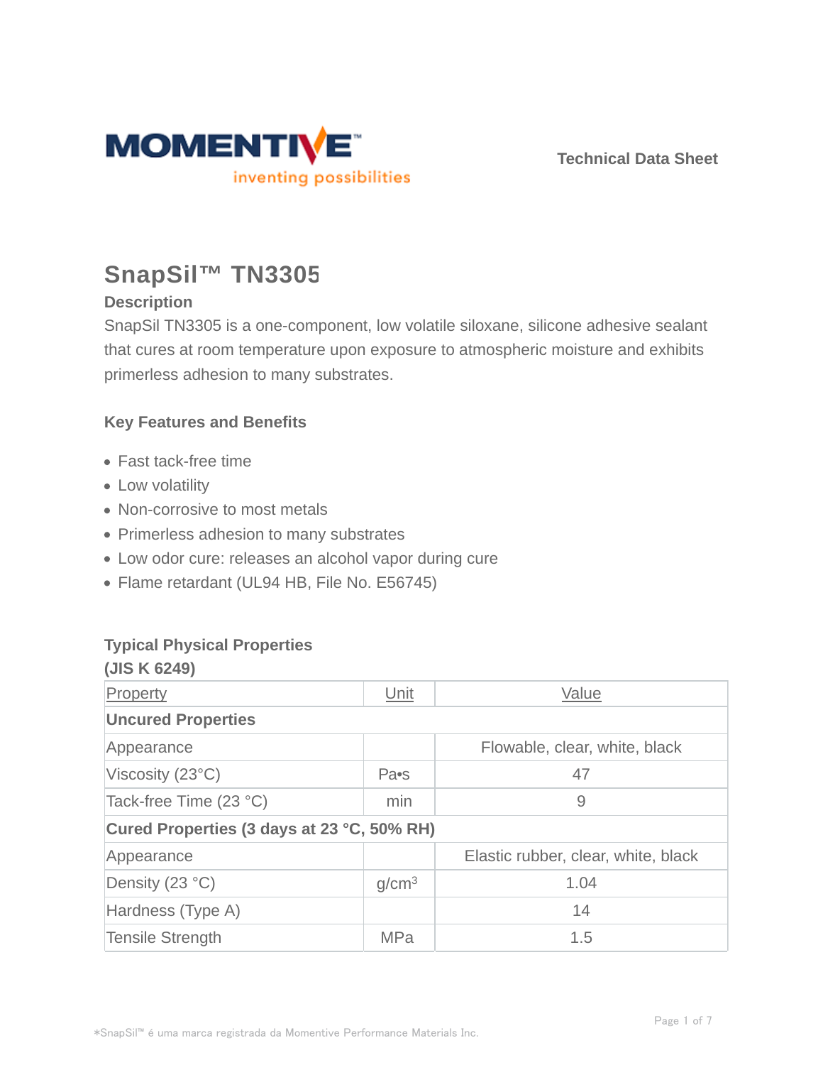MOMENTIVE™

inventing possibilities

Technical Data Sheet

# SnapSil™ TN3305

## Description

SnapSil TN3305 is a one-component, low volatile siloxane, silicone adhesive sealant that cures at room temperature upon exposure to atmospheric moisture and exhibits primerless adhesion to many substrates.

## Key Features and Benefits

- Fast tack-free time
- Low volatility
- Non-corrosive to most metals
- Primerless adhesion to many substrates
- Low odor cure: releases an alcohol vapor during cure
- Flame retardant (UL94 HB, File No. E56745)

## Typical Physical Properties

**(JIS K 6249)**

| Property | Unit | Value |
|---|---|---|
| **Uncured Properties** | | |
| Appearance | | Flowable, clear, white, black |
| Viscosity (23°C) | Pa•s | 47 |
| Tack-free Time (23 °C) | min | 9 |
| **Cured Properties (3 days at 23 °C, 50% RH)** | | |
| Appearance | | Elastic rubber, clear, white, black |
| Density (23 °C) | $g/cm^3$ | 1.04 |
| Hardness (Type A) | | 14 |
| Tensile Strength | MPa | 1.5 |

*SnapSil™ é uma marca registrada da Momentive Performance Materials Inc.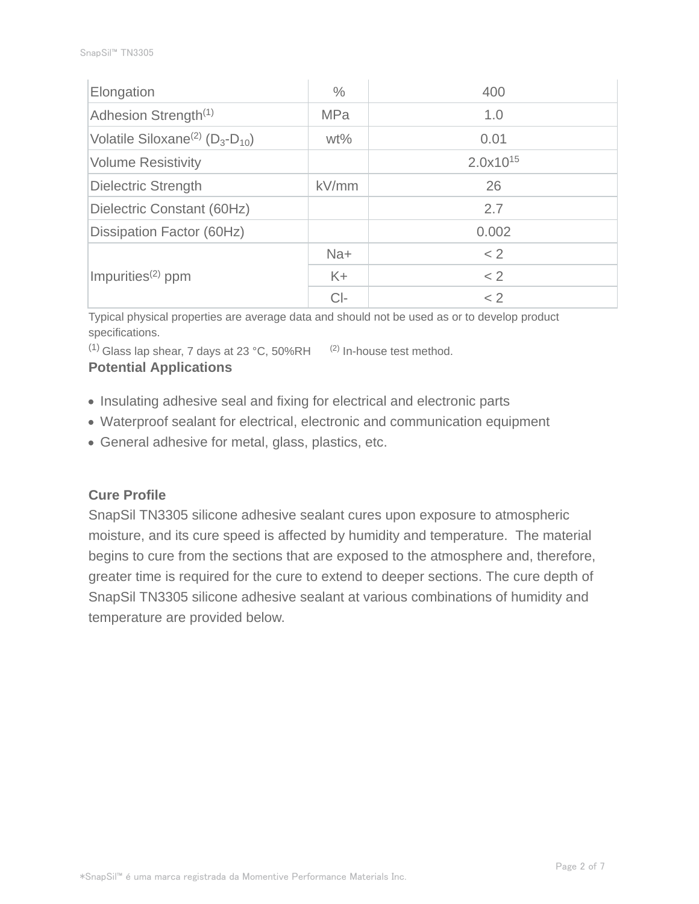| Elongation | % | 400 |
| --- | --- | --- |
| Adhesion Strength[(1)] | MPa | 1.0 |
| Volatile Siloxane[(2)] ($D_3$-$D_{10}$) | wt% | 0.01 |
| Volume Resistivity | | $2.0x10^{15}$ |
| Dielectric Strength | kV/mm | 26 |
| Dielectric Constant (60Hz) | | 2.7 |
| Dissipation Factor (60Hz) | | 0.002 |
| Impurities[(2)] ppm | Na+ | < 2 |
| | K+ | < 2 |
| | Cl- | < 2 |

Typical physical properties are average data and should not be used as or to develop product specifications.

[(1)] Glass lap shear, 7 days at 23 °C, 50%RH [(2)] In-house test method.

**Potential Applications**

- Insulating adhesive seal and fixing for electrical and electronic parts
- Waterproof sealant for electrical, electronic and communication equipment
- General adhesive for metal, glass, plastics, etc.

**Cure Profile**

SnapSil TN3305 silicone adhesive sealant cures upon exposure to atmospheric moisture, and its cure speed is affected by humidity and temperature. The material begins to cure from the sections that are exposed to the atmosphere and, therefore, greater time is required for the cure to extend to deeper sections. The cure depth of SnapSil TN3305 silicone adhesive sealant at various combinations of humidity and temperature are provided below.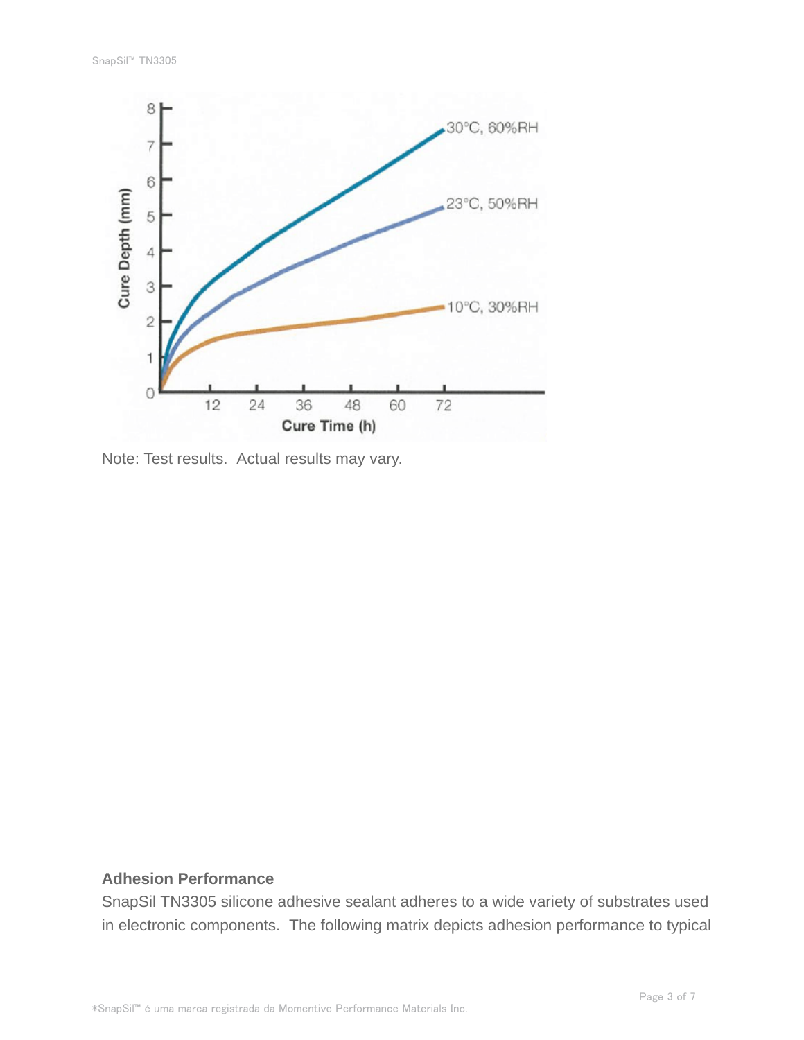Note: Test results.  Actual results may vary.

**Adhesion Performance**

SnapSil TN3305 silicone adhesive sealant adheres to a wide variety of substrates used in electronic components.  The following matrix depicts adhesion performance to typical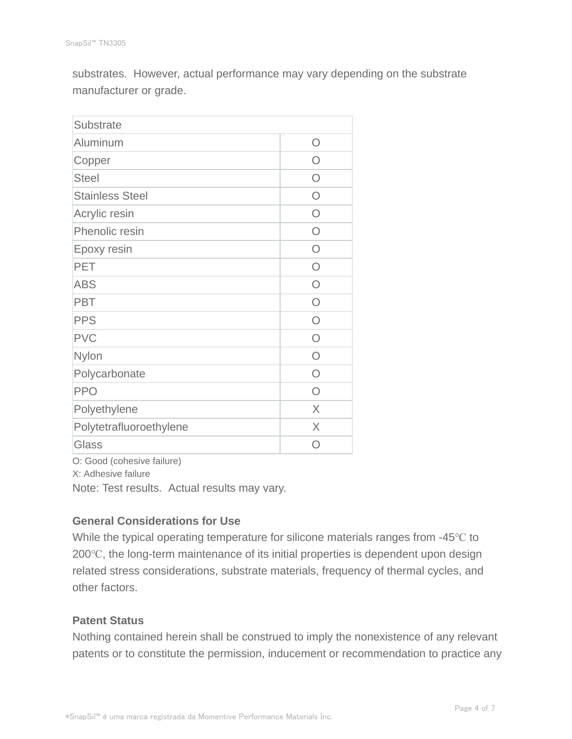substrates.  However, actual performance may vary depending on the substrate manufacturer or grade.

| Substrate | |
|---|---|
| Aluminum | O |
| Copper | O |
| Steel | O |
| Stainless Steel | O |
| Acrylic resin | O |
| Phenolic resin | O |
| Epoxy resin | O |
| PET | O |
| ABS | O |
| PBT | O |
| PPS | O |
| PVC | O |
| Nylon | O |
| Polycarbonate | O |
| PPO | O |
| Polyethylene | X |
| Polytetrafluoroethylene | X |
| Glass | O |

O: Good (cohesive failure)
X: Adhesive failure
Note: Test results.  Actual results may vary.

**General Considerations for Use**
While the typical operating temperature for silicone materials ranges from -45℃ to 200℃, the long-term maintenance of its initial properties is dependent upon design related stress considerations, substrate materials, frequency of thermal cycles, and other factors.

**Patent Status**
Nothing contained herein shall be construed to imply the nonexistence of any relevant patents or to constitute the permission, inducement or recommendation to practice any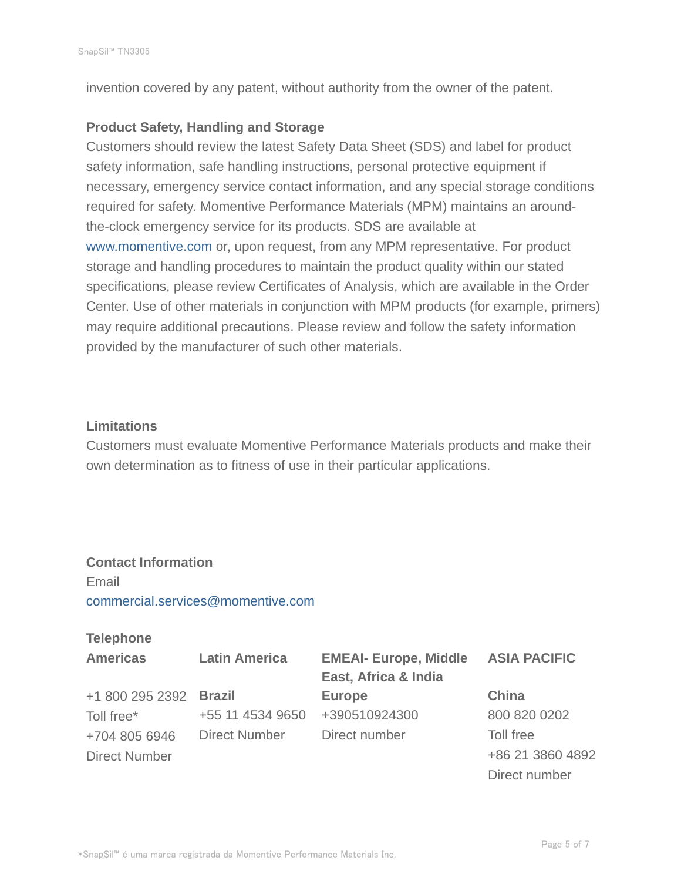invention covered by any patent, without authority from the owner of the patent.

**Product Safety, Handling and Storage**

Customers should review the latest Safety Data Sheet (SDS) and label for product safety information, safe handling instructions, personal protective equipment if necessary, emergency service contact information, and any special storage conditions required for safety. Momentive Performance Materials (MPM) maintains an around-the-clock emergency service for its products. SDS are available at www.momentive.com or, upon request, from any MPM representative. For product storage and handling procedures to maintain the product quality within our stated specifications, please review Certificates of Analysis, which are available in the Order Center. Use of other materials in conjunction with MPM products (for example, primers) may require additional precautions. Please review and follow the safety information provided by the manufacturer of such other materials.

**Limitations**

Customers must evaluate Momentive Performance Materials products and make their own determination as to fitness of use in their particular applications.

**Contact Information**

Email

commercial.services@momentive.com

**Telephone**

| **Americas** | **Latin America** | **EMEAI- Europe, Middle East, Africa & India** | **ASIA PACIFIC** |
| --- | --- | --- | --- |
| +1 800 295 2392 | **Brazil** | **Europe** | **China** |
| Toll free* | +55 11 4534 9650 | +390510924300 | 800 820 0202 |
| +704 805 6946 | Direct Number | Direct number | Toll free |
| Direct Number | | | +86 21 3860 4892 |
| | | | Direct number |

*SnapSil™ é uma marca registrada da Momentive Performance Materials Inc.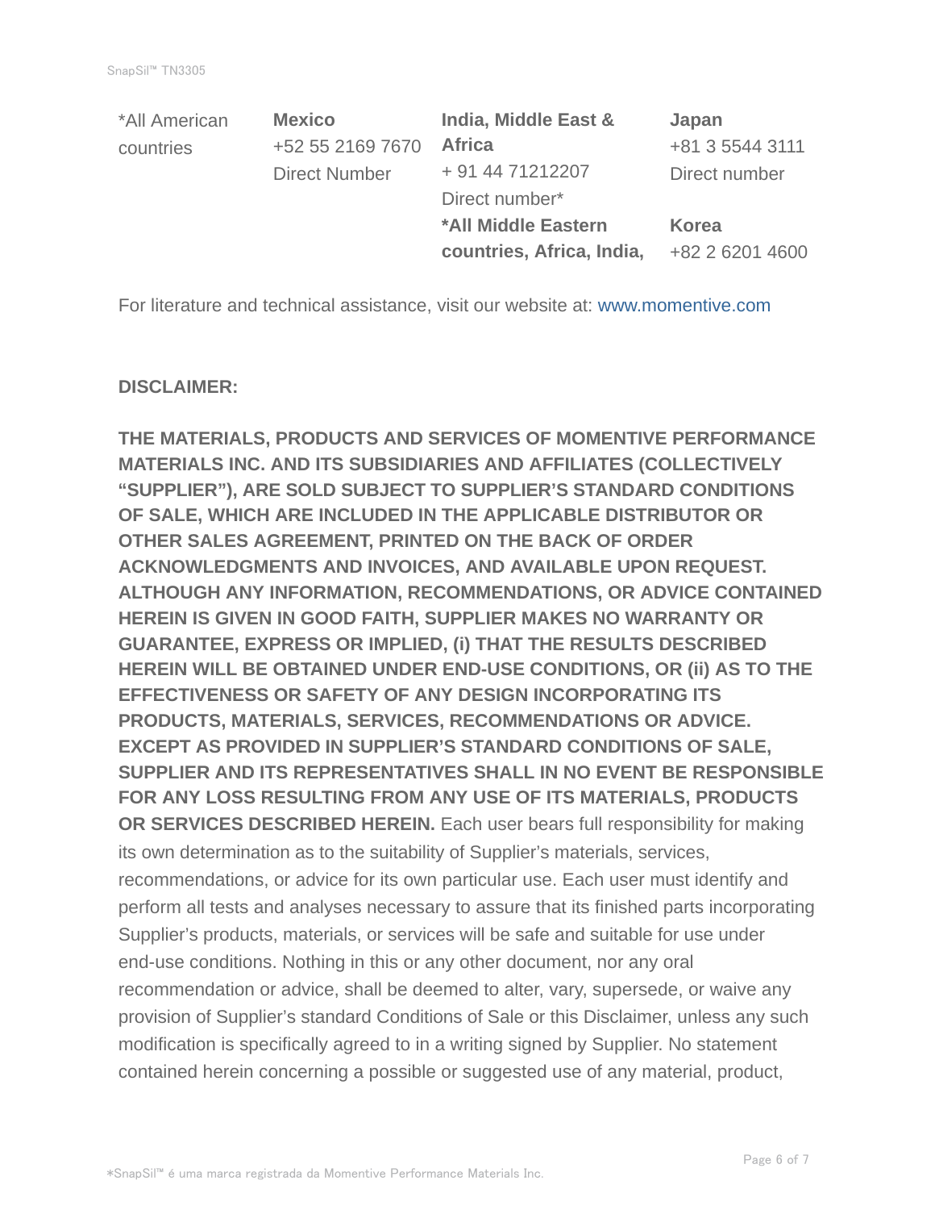| *All American countries | **Mexico**<br>+52 55 2169 7670<br>Direct Number | **India, Middle East & Africa**<br>+ 91 44 71212207<br>Direct number*<br>***All Middle Eastern countries, Africa, India,** | **Japan**<br>+81 3 5544 3111<br>Direct number<br>**Korea**<br>+82 2 6201 4600 |
|---|---|---|---|

For literature and technical assistance, visit our website at: www.momentive.com

**DISCLAIMER:**

**THE MATERIALS, PRODUCTS AND SERVICES OF MOMENTIVE PERFORMANCE MATERIALS INC. AND ITS SUBSIDIARIES AND AFFILIATES (COLLECTIVELY "SUPPLIER"), ARE SOLD SUBJECT TO SUPPLIER'S STANDARD CONDITIONS OF SALE, WHICH ARE INCLUDED IN THE APPLICABLE DISTRIBUTOR OR OTHER SALES AGREEMENT, PRINTED ON THE BACK OF ORDER ACKNOWLEDGMENTS AND INVOICES, AND AVAILABLE UPON REQUEST. ALTHOUGH ANY INFORMATION, RECOMMENDATIONS, OR ADVICE CONTAINED HEREIN IS GIVEN IN GOOD FAITH, SUPPLIER MAKES NO WARRANTY OR GUARANTEE, EXPRESS OR IMPLIED, (i) THAT THE RESULTS DESCRIBED HEREIN WILL BE OBTAINED UNDER END-USE CONDITIONS, OR (ii) AS TO THE EFFECTIVENESS OR SAFETY OF ANY DESIGN INCORPORATING ITS PRODUCTS, MATERIALS, SERVICES, RECOMMENDATIONS OR ADVICE. EXCEPT AS PROVIDED IN SUPPLIER'S STANDARD CONDITIONS OF SALE, SUPPLIER AND ITS REPRESENTATIVES SHALL IN NO EVENT BE RESPONSIBLE FOR ANY LOSS RESULTING FROM ANY USE OF ITS MATERIALS, PRODUCTS OR SERVICES DESCRIBED HEREIN.** Each user bears full responsibility for making its own determination as to the suitability of Supplier's materials, services, recommendations, or advice for its own particular use. Each user must identify and perform all tests and analyses necessary to assure that its finished parts incorporating Supplier's products, materials, or services will be safe and suitable for use under end-use conditions. Nothing in this or any other document, nor any oral recommendation or advice, shall be deemed to alter, vary, supersede, or waive any provision of Supplier's standard Conditions of Sale or this Disclaimer, unless any such modification is specifically agreed to in a writing signed by Supplier. No statement contained herein concerning a possible or suggested use of any material, product,

*SnapSil™ é uma marca registrada da Momentive Performance Materials Inc.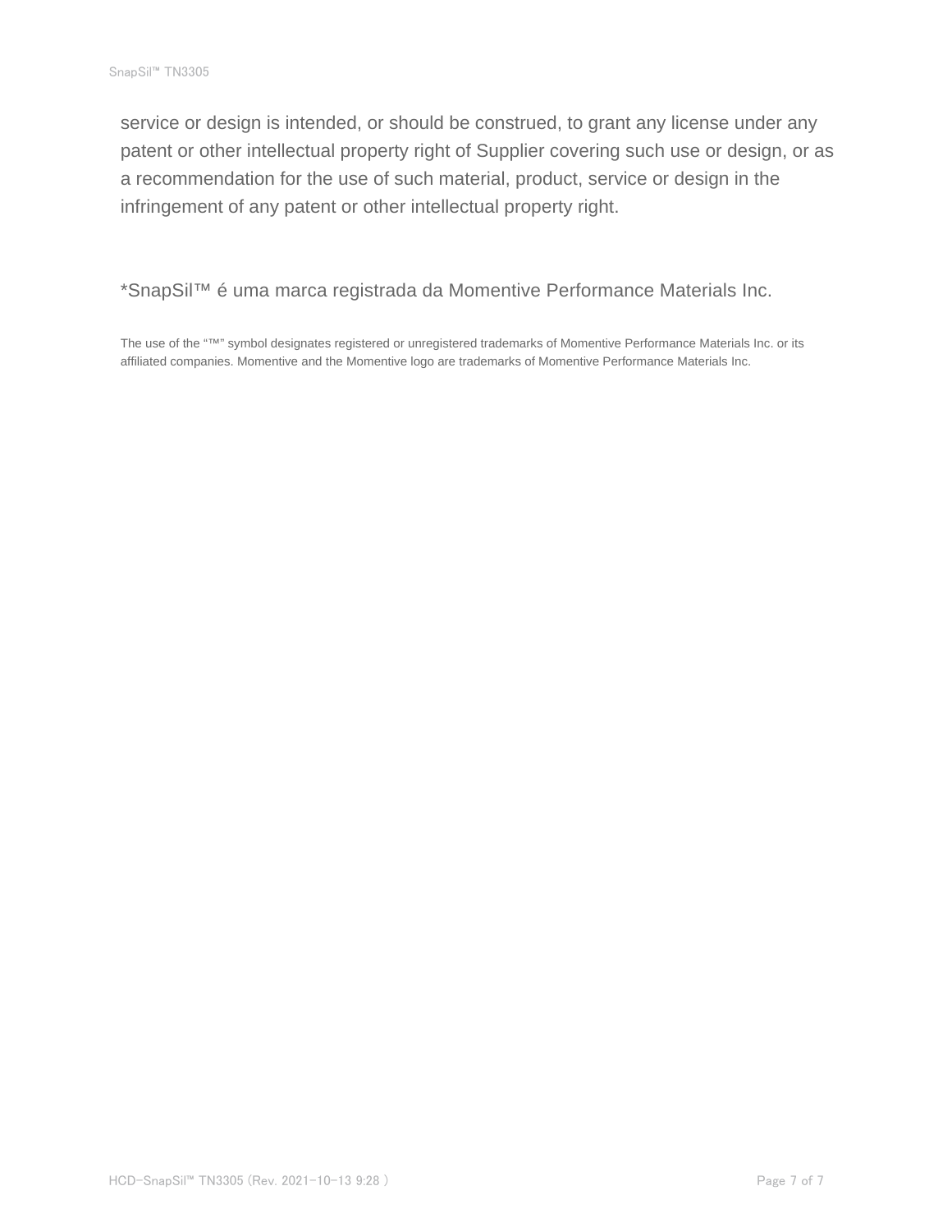service or design is intended, or should be construed, to grant any license under any patent or other intellectual property right of Supplier covering such use or design, or as a recommendation for the use of such material, product, service or design in the infringement of any patent or other intellectual property right.

*SnapSil™ é uma marca registrada da Momentive Performance Materials Inc.

The use of the "™" symbol designates registered or unregistered trademarks of Momentive Performance Materials Inc. or its affiliated companies. Momentive and the Momentive logo are trademarks of Momentive Performance Materials Inc.